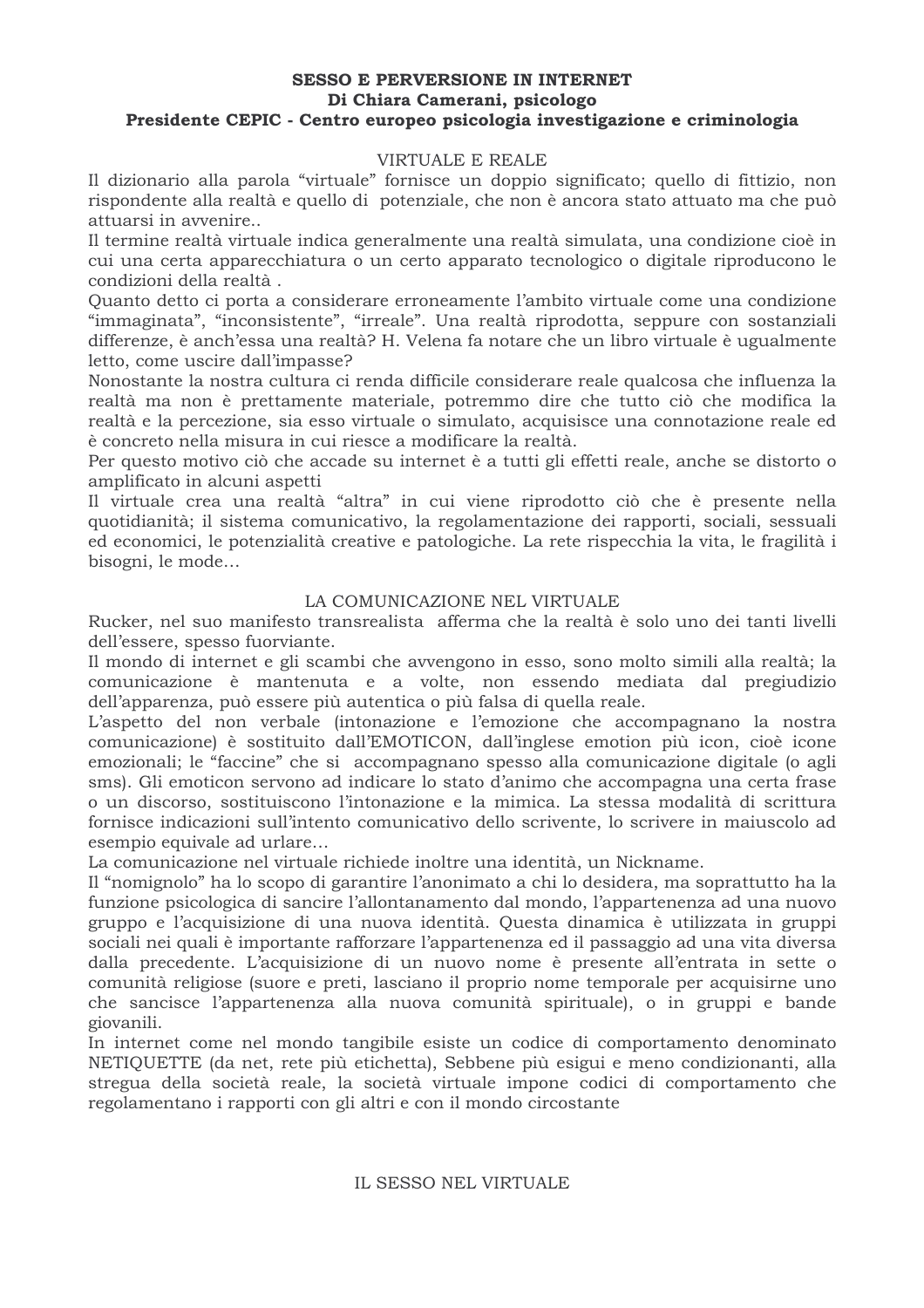**SESSO E PERVERSIONE IN INTERNET**
**Di Chiara Camerani, psicologo**
**Presidente CEPIC - Centro europeo psicologia investigazione e criminologia**

## VIRTUALE E REALE

Il dizionario alla parola "virtuale" fornisce un doppio significato; quello di fittizio, non rispondente alla realtà e quello di potenziale, che non è ancora stato attuato ma che può attuarsi in avvenire..

Il termine realtà virtuale indica generalmente una realtà simulata, una condizione cioè in cui una certa apparecchiatura o un certo apparato tecnologico o digitale riproducono le condizioni della realtà .

Quanto detto ci porta a considerare erroneamente l'ambito virtuale come una condizione "immaginata", "inconsistente", "irreale". Una realtà riprodotta, seppure con sostanziali differenze, è anch'essa una realtà? H. Velena fa notare che un libro virtuale è ugualmente letto, come uscire dall'impasse?

Nonostante la nostra cultura ci renda difficile considerare reale qualcosa che influenza la realtà ma non è prettamente materiale, potremmo dire che tutto ciò che modifica la realtà e la percezione, sia esso virtuale o simulato, acquisisce una connotazione reale ed è concreto nella misura in cui riesce a modificare la realtà.

Per questo motivo ciò che accade su internet è a tutti gli effetti reale, anche se distorto o amplificato in alcuni aspetti

Il virtuale crea una realtà "altra" in cui viene riprodotto ciò che è presente nella quotidianità; il sistema comunicativo, la regolamentazione dei rapporti, sociali, sessuali ed economici, le potenzialità creative e patologiche. La rete rispecchia la vita, le fragilità i bisogni, le mode…

## LA COMUNICAZIONE NEL VIRTUALE

Rucker, nel suo manifesto transrealista afferma che la realtà è solo uno dei tanti livelli dell'essere, spesso fuorviante.

Il mondo di internet e gli scambi che avvengono in esso, sono molto simili alla realtà; la comunicazione è mantenuta e a volte, non essendo mediata dal pregiudizio dell'apparenza, può essere più autentica o più falsa di quella reale.

L'aspetto del non verbale (intonazione e l'emozione che accompagnano la nostra comunicazione) è sostituito dall'EMOTICON, dall'inglese emotion più icon, cioè icone emozionali; le "faccine" che si accompagnano spesso alla comunicazione digitale (o agli sms). Gli emoticon servono ad indicare lo stato d'animo che accompagna una certa frase o un discorso, sostituiscono l'intonazione e la mimica. La stessa modalità di scrittura fornisce indicazioni sull'intento comunicativo dello scrivente, lo scrivere in maiuscolo ad esempio equivale ad urlare…

La comunicazione nel virtuale richiede inoltre una identità, un Nickname.

Il "nomignolo" ha lo scopo di garantire l'anonimato a chi lo desidera, ma soprattutto ha la funzione psicologica di sancire l'allontanamento dal mondo, l'appartenenza ad una nuovo gruppo e l'acquisizione di una nuova identità. Questa dinamica è utilizzata in gruppi sociali nei quali è importante rafforzare l'appartenenza ed il passaggio ad una vita diversa dalla precedente. L'acquisizione di un nuovo nome è presente all'entrata in sette o comunità religiose (suore e preti, lasciano il proprio nome temporale per acquisirne uno che sancisce l'appartenenza alla nuova comunità spirituale), o in gruppi e bande giovanili.

In internet come nel mondo tangibile esiste un codice di comportamento denominato NETIQUETTE (da net, rete più etichetta), Sebbene più esigui e meno condizionanti, alla stregua della società reale, la società virtuale impone codici di comportamento che regolamentano i rapporti con gli altri e con il mondo circostante

## IL SESSO NEL VIRTUALE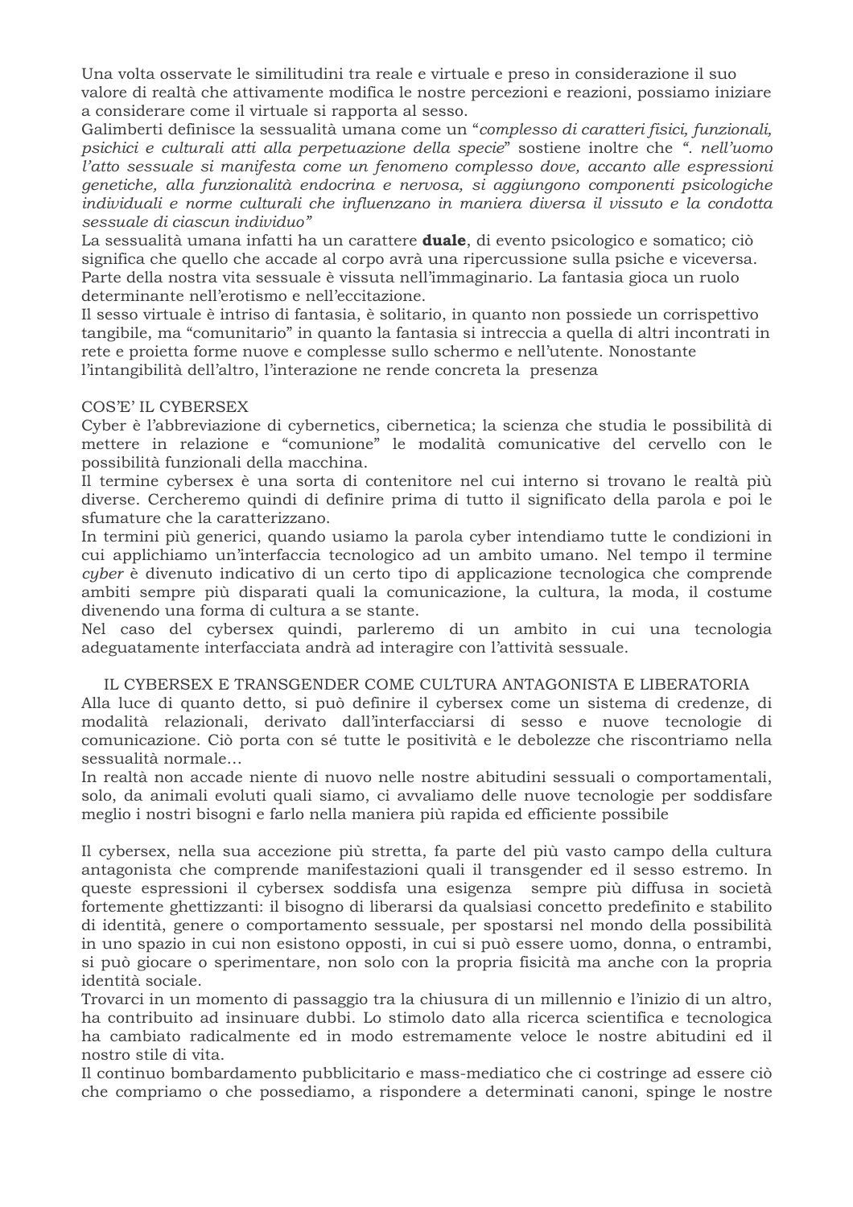Una volta osservate le similitudini tra reale e virtuale e preso in considerazione il suo valore di realtà che attivamente modifica le nostre percezioni e reazioni, possiamo iniziare a considerare come il virtuale si rapporta al sesso.
Galimberti definisce la sessualità umana come un "*complesso di caratteri fisici, funzionali, psichici e culturali atti alla perpetuazione della specie*" sostiene inoltre che *". nell'uomo l'atto sessuale si manifesta come un fenomeno complesso dove, accanto alle espressioni genetiche, alla funzionalità endocrina e nervosa, si aggiungono componenti psicologiche individuali e norme culturali che influenzano in maniera diversa il vissuto e la condotta sessuale di ciascun individuo"*
La sessualità umana infatti ha un carattere **duale**, di evento psicologico e somatico; ciò significa che quello che accade al corpo avrà una ripercussione sulla psiche e viceversa.
Parte della nostra vita sessuale è vissuta nell'immaginario. La fantasia gioca un ruolo determinante nell'erotismo e nell'eccitazione.
Il sesso virtuale è intriso di fantasia, è solitario, in quanto non possiede un corrispettivo tangibile, ma "comunitario" in quanto la fantasia si intreccia a quella di altri incontrati in rete e proietta forme nuove e complesse sullo schermo e nell'utente. Nonostante l'intangibilità dell'altro, l'interazione ne rende concreta la presenza

## COS'E' IL CYBERSEX

Cyber è l'abbreviazione di cybernetics, cibernetica; la scienza che studia le possibilità di mettere in relazione e "comunione" le modalità comunicative del cervello con le possibilità funzionali della macchina.
Il termine cybersex è una sorta di contenitore nel cui interno si trovano le realtà più diverse. Cercheremo quindi di definire prima di tutto il significato della parola e poi le sfumature che la caratterizzano.
In termini più generici, quando usiamo la parola cyber intendiamo tutte le condizioni in cui applichiamo un'interfaccia tecnologico ad un ambito umano. Nel tempo il termine *cyber* è divenuto indicativo di un certo tipo di applicazione tecnologica che comprende ambiti sempre più disparati quali la comunicazione, la cultura, la moda, il costume divenendo una forma di cultura a se stante.
Nel caso del cybersex quindi, parleremo di un ambito in cui una tecnologia adeguatamente interfacciata andrà ad interagire con l'attività sessuale.

## IL CYBERSEX E TRANSGENDER COME CULTURA ANTAGONISTA E LIBERATORIA

Alla luce di quanto detto, si può definire il cybersex come un sistema di credenze, di modalità relazionali, derivato dall'interfacciarsi di sesso e nuove tecnologie di comunicazione. Ciò porta con sé tutte le positività e le debolezze che riscontriamo nella sessualità normale…
In realtà non accade niente di nuovo nelle nostre abitudini sessuali o comportamentali, solo, da animali evoluti quali siamo, ci avvaliamo delle nuove tecnologie per soddisfare meglio i nostri bisogni e farlo nella maniera più rapida ed efficiente possibile

Il cybersex, nella sua accezione più stretta, fa parte del più vasto campo della cultura antagonista che comprende manifestazioni quali il transgender ed il sesso estremo. In queste espressioni il cybersex soddisfa una esigenza sempre più diffusa in società fortemente ghettizzanti: il bisogno di liberarsi da qualsiasi concetto predefinito e stabilito di identità, genere o comportamento sessuale, per spostarsi nel mondo della possibilità in uno spazio in cui non esistono opposti, in cui si può essere uomo, donna, o entrambi, si può giocare o sperimentare, non solo con la propria fisicità ma anche con la propria identità sociale.
Trovarci in un momento di passaggio tra la chiusura di un millennio e l'inizio di un altro, ha contribuito ad insinuare dubbi. Lo stimolo dato alla ricerca scientifica e tecnologica ha cambiato radicalmente ed in modo estremamente veloce le nostre abitudini ed il nostro stile di vita.
Il continuo bombardamento pubblicitario e mass-mediatico che ci costringe ad essere ciò che compriamo o che possediamo, a rispondere a determinati canoni, spinge le nostre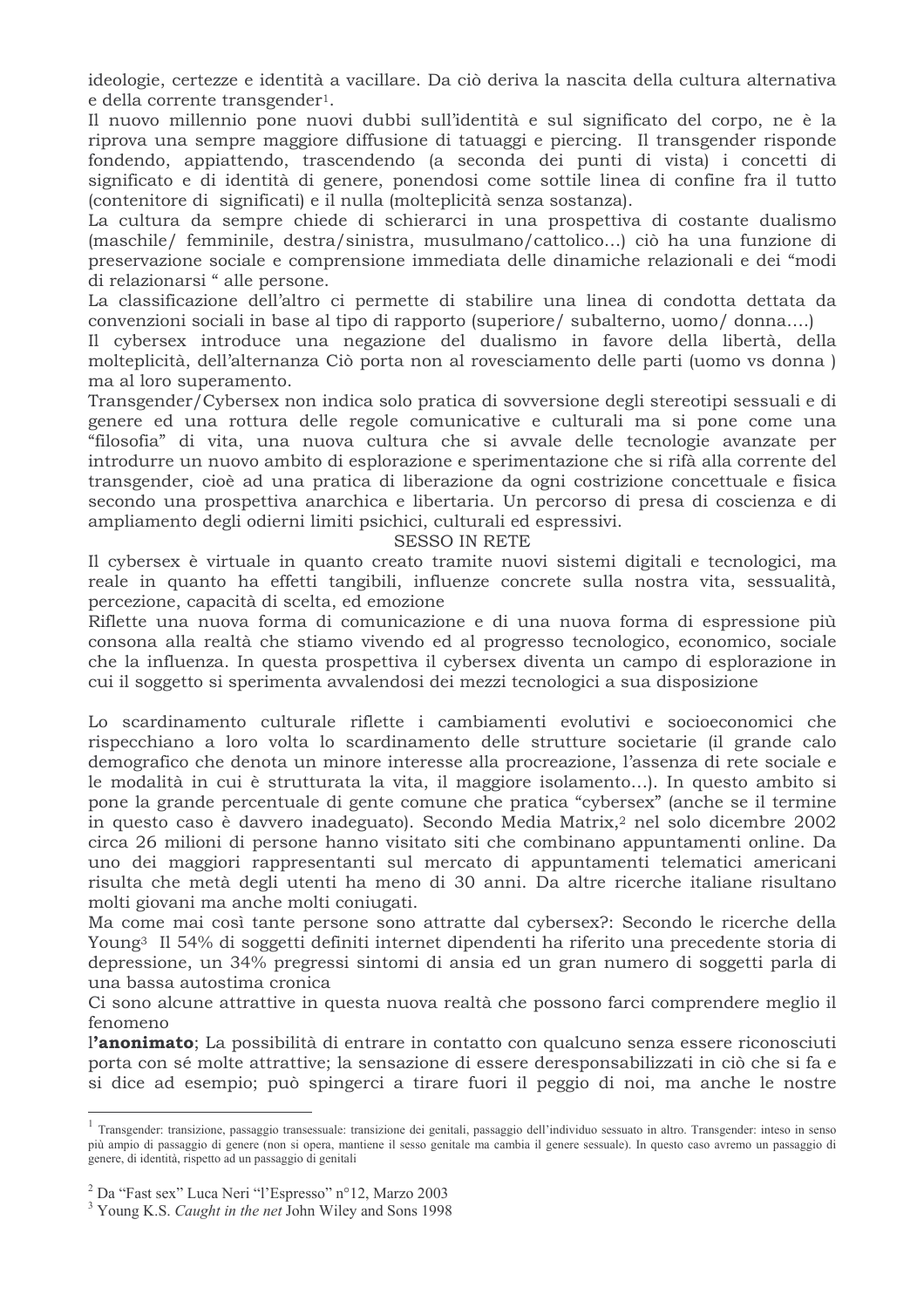ideologie, certezze e identità a vacillare. Da ciò deriva la nascita della cultura alternativa e della corrente transgender[1].

Il nuovo millennio pone nuovi dubbi sull'identità e sul significato del corpo, ne è la riprova una sempre maggiore diffusione di tatuaggi e piercing. Il transgender risponde fondendo, appiattendo, trascendendo (a seconda dei punti di vista) i concetti di significato e di identità di genere, ponendosi come sottile linea di confine fra il tutto (contenitore di significati) e il nulla (molteplicità senza sostanza).

La cultura da sempre chiede di schierarci in una prospettiva di costante dualismo (maschile/ femminile, destra/sinistra, musulmano/cattolico...) ciò ha una funzione di preservazione sociale e comprensione immediata delle dinamiche relazionali e dei "modi di relazionarsi " alle persone.

La classificazione dell'altro ci permette di stabilire una linea di condotta dettata da convenzioni sociali in base al tipo di rapporto (superiore/ subalterno, uomo/ donna....)

Il cybersex introduce una negazione del dualismo in favore della libertà, della molteplicità, dell'alternanza Ciò porta non al rovesciamento delle parti (uomo vs donna ) ma al loro superamento.

Transgender/Cybersex non indica solo pratica di sovversione degli stereotipi sessuali e di genere ed una rottura delle regole comunicative e culturali ma si pone come una "filosofia" di vita, una nuova cultura che si avvale delle tecnologie avanzate per introdurre un nuovo ambito di esplorazione e sperimentazione che si rifà alla corrente del transgender, cioè ad una pratica di liberazione da ogni costrizione concettuale e fisica secondo una prospettiva anarchica e libertaria. Un percorso di presa di coscienza e di ampliamento degli odierni limiti psichici, culturali ed espressivi.

## SESSO IN RETE

Il cybersex è virtuale in quanto creato tramite nuovi sistemi digitali e tecnologici, ma reale in quanto ha effetti tangibili, influenze concrete sulla nostra vita, sessualità, percezione, capacità di scelta, ed emozione

Riflette una nuova forma di comunicazione e di una nuova forma di espressione più consona alla realtà che stiamo vivendo ed al progresso tecnologico, economico, sociale che la influenza. In questa prospettiva il cybersex diventa un campo di esplorazione in cui il soggetto si sperimenta avvalendosi dei mezzi tecnologici a sua disposizione

Lo scardinamento culturale riflette i cambiamenti evolutivi e socioeconomici che rispecchiano a loro volta lo scardinamento delle strutture societarie (il grande calo demografico che denota un minore interesse alla procreazione, l'assenza di rete sociale e le modalità in cui è strutturata la vita, il maggiore isolamento...). In questo ambito si pone la grande percentuale di gente comune che pratica "cybersex" (anche se il termine in questo caso è davvero inadeguato). Secondo Media Matrix,[2] nel solo dicembre 2002 circa 26 milioni di persone hanno visitato siti che combinano appuntamenti online. Da uno dei maggiori rappresentanti sul mercato di appuntamenti telematici americani risulta che metà degli utenti ha meno di 30 anni. Da altre ricerche italiane risultano molti giovani ma anche molti coniugati.

Ma come mai così tante persone sono attratte dal cybersex?: Secondo le ricerche della Young[3] Il 54% di soggetti definiti internet dipendenti ha riferito una precedente storia di depressione, un 34% pregressi sintomi di ansia ed un gran numero di soggetti parla di una bassa autostima cronica

Ci sono alcune attrattive in questa nuova realtà che possono farci comprendere meglio il fenomeno

**l'anonimato**; La possibilità di entrare in contatto con qualcuno senza essere riconosciuti porta con sé molte attrattive; la sensazione di essere deresponsabilizzati in ciò che si fa e si dice ad esempio; può spingerci a tirare fuori il peggio di noi, ma anche le nostre

---

[1] Transgender: transizione, passaggio transessuale: transizione dei genitali, passaggio dell'individuo sessuato in altro. Transgender: inteso in senso più ampio di passaggio di genere (non si opera, mantiene il sesso genitale ma cambia il genere sessuale). In questo caso avremo un passaggio di genere, di identità, rispetto ad un passaggio di genitali

[2] Da "Fast sex" Luca Neri "l'Espresso" n°12, Marzo 2003

[3] Young K.S. *Caught in the net* John Wiley and Sons 1998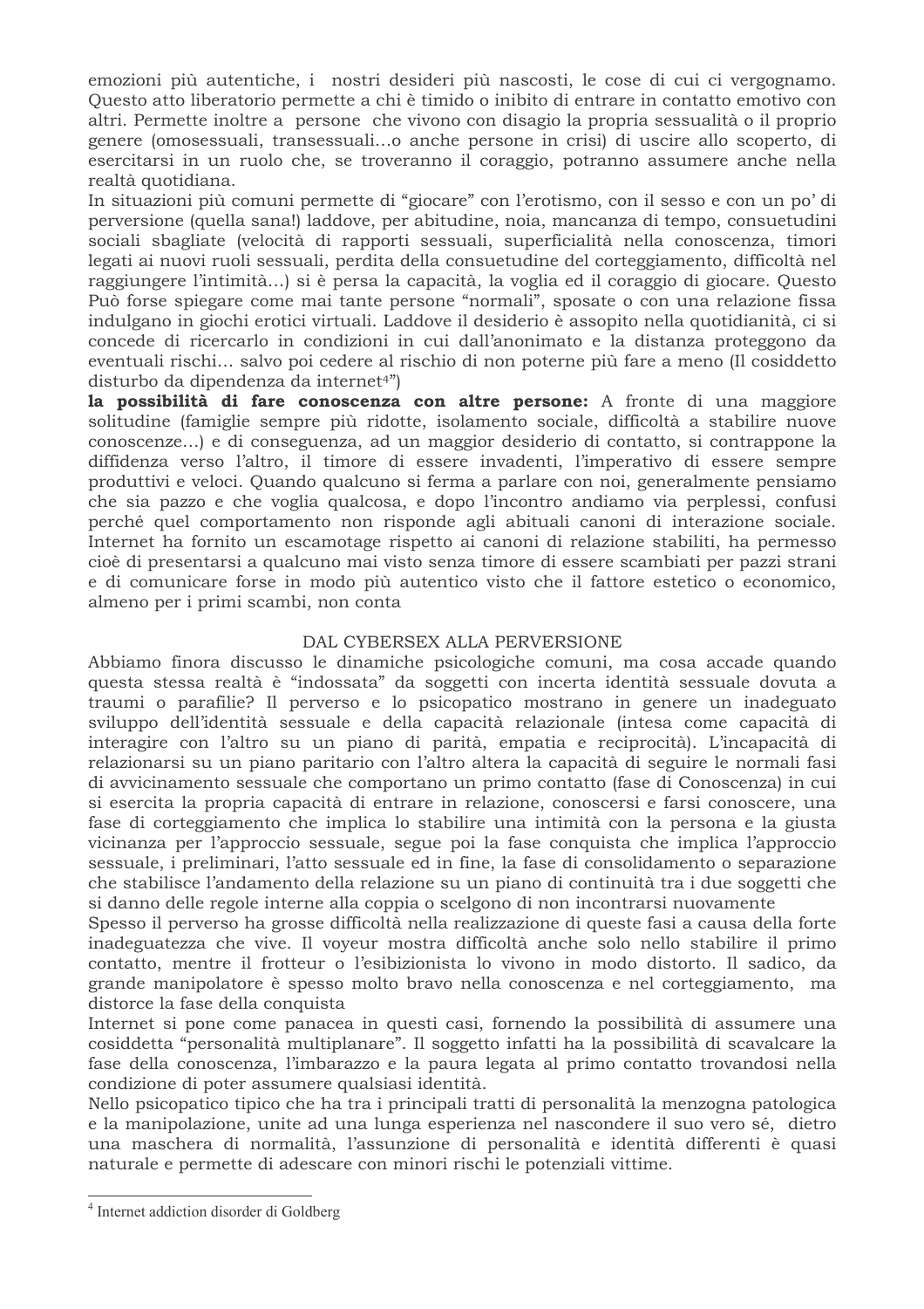emozioni più autentiche, i nostri desideri più nascosti, le cose di cui ci vergogniamo. Questo atto liberatorio permette a chi è timido o inibito di entrare in contatto emotivo con altri. Permette inoltre a persone che vivono con disagio la propria sessualità o il proprio genere (omosessuali, transessuali…o anche persone in crisi) di uscire allo scoperto, di esercitarsi in un ruolo che, se troveranno il coraggio, potranno assumere anche nella realtà quotidiana.

In situazioni più comuni permette di "giocare" con l'erotismo, con il sesso e con un po' di perversione (quella sana!) laddove, per abitudine, noia, mancanza di tempo, consuetudini sociali sbagliate (velocità di rapporti sessuali, superficialità nella conoscenza, timori legati ai nuovi ruoli sessuali, perdita della consuetudine del corteggiamento, difficoltà nel raggiungere l'intimità…) si è persa la capacità, la voglia ed il coraggio di giocare. Questo Può forse spiegare come mai tante persone "normali", sposate o con una relazione fissa indulgano in giochi erotici virtuali. Laddove il desiderio è assopito nella quotidianità, ci si concede di ricercarlo in condizioni in cui dall'anonimato e la distanza proteggono da eventuali rischi… salvo poi cedere al rischio di non poterne più fare a meno (Il cosiddetto disturbo da dipendenza da internet[4]")

**la possibilità di fare conoscenza con altre persone:** A fronte di una maggiore solitudine (famiglie sempre più ridotte, isolamento sociale, difficoltà a stabilire nuove conoscenze…) e di conseguenza, ad un maggior desiderio di contatto, si contrappone la diffidenza verso l'altro, il timore di essere invadenti, l'imperativo di essere sempre produttivi e veloci. Quando qualcuno si ferma a parlare con noi, generalmente pensiamo che sia pazzo e che voglia qualcosa, e dopo l'incontro andiamo via perplessi, confusi perché quel comportamento non risponde agli abituali canoni di interazione sociale. Internet ha fornito un escamotage rispetto ai canoni di relazione stabiliti, ha permesso cioè di presentarsi a qualcuno mai visto senza timore di essere scambiati per pazzi strani e di comunicare forse in modo più autentico visto che il fattore estetico o economico, almeno per i primi scambi, non conta

## DAL CYBERSEX ALLA PERVERSIONE

Abbiamo finora discusso le dinamiche psicologiche comuni, ma cosa accade quando questa stessa realtà è "indossata" da soggetti con incerta identità sessuale dovuta a traumi o parafilie? Il perverso e lo psicopatico mostrano in genere un inadeguato sviluppo dell'identità sessuale e della capacità relazionale (intesa come capacità di interagire con l'altro su un piano di parità, empatia e reciprocità). L'incapacità di relazionarsi su un piano paritario con l'altro altera la capacità di seguire le normali fasi di avvicinamento sessuale che comportano un primo contatto (fase di Conoscenza) in cui si esercita la propria capacità di entrare in relazione, conoscersi e farsi conoscere, una fase di corteggiamento che implica lo stabilire una intimità con la persona e la giusta vicinanza per l'approccio sessuale, segue poi la fase conquista che implica l'approccio sessuale, i preliminari, l'atto sessuale ed in fine, la fase di consolidamento o separazione che stabilisce l'andamento della relazione su un piano di continuità tra i due soggetti che si danno delle regole interne alla coppia o scelgono di non incontrarsi nuovamente

Spesso il perverso ha grosse difficoltà nella realizzazione di queste fasi a causa della forte inadeguatezza che vive. Il voyeur mostra difficoltà anche solo nello stabilire il primo contatto, mentre il frotteur o l'esibizionista lo vivono in modo distorto. Il sadico, da grande manipolatore è spesso molto bravo nella conoscenza e nel corteggiamento, ma distorce la fase della conquista

Internet si pone come panacea in questi casi, fornendo la possibilità di assumere una cosiddetta "personalità multiplanare". Il soggetto infatti ha la possibilità di scavalcare la fase della conoscenza, l'imbarazzo e la paura legata al primo contatto trovandosi nella condizione di poter assumere qualsiasi identità.

Nello psicopatico tipico che ha tra i principali tratti di personalità la menzogna patologica e la manipolazione, unite ad una lunga esperienza nel nascondere il suo vero sé, dietro una maschera di normalità, l'assunzione di personalità e identità differenti è quasi naturale e permette di adescare con minori rischi le potenziali vittime.

---

[4] Internet addiction disorder di Goldberg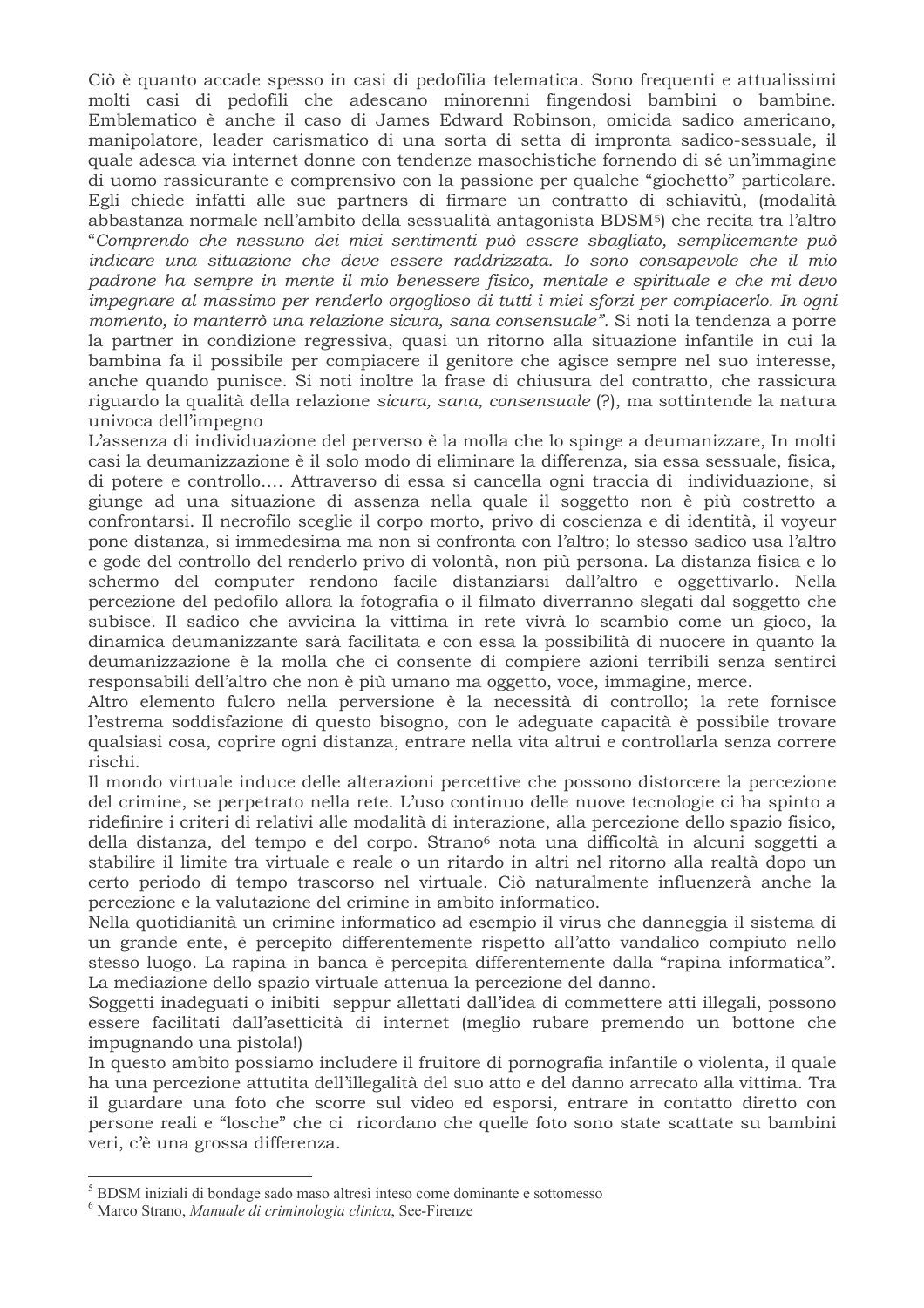Ciò è quanto accade spesso in casi di pedofilia telematica. Sono frequenti e attualissimi molti casi di pedofili che adescano minorenni fingendosi bambini o bambine. Emblematico è anche il caso di James Edward Robinson, omicida sadico americano, manipolatore, leader carismatico di una sorta di setta di impronta sadico-sessuale, il quale adesca via internet donne con tendenze masochistiche fornendo di sé un'immagine di uomo rassicurante e comprensivo con la passione per qualche "giochetto" particolare. Egli chiede infatti alle sue partners di firmare un contratto di schiavitù, (modalità abbastanza normale nell'ambito della sessualità antagonista BDSM[5]) che recita tra l'altro "*Comprendo che nessuno dei miei sentimenti può essere sbagliato, semplicemente può indicare una situazione che deve essere raddrizzata. Io sono consapevole che il mio padrone ha sempre in mente il mio benessere fisico, mentale e spirituale e che mi devo impegnare al massimo per renderlo orgoglioso di tutti i miei sforzi per compiacerlo. In ogni momento, io manterrò una relazione sicura, sana consensuale"*. Si noti la tendenza a porre la partner in condizione regressiva, quasi un ritorno alla situazione infantile in cui la bambina fa il possibile per compiacere il genitore che agisce sempre nel suo interesse, anche quando punisce. Si noti inoltre la frase di chiusura del contratto, che rassicura riguardo la qualità della relazione *sicura, sana, consensuale* (?), ma sottintende la natura univoca dell'impegno

L'assenza di individuazione del perverso è la molla che lo spinge a deumanizzare, In molti casi la deumanizzazione è il solo modo di eliminare la differenza, sia essa sessuale, fisica, di potere e controllo…. Attraverso di essa si cancella ogni traccia di individuazione, si giunge ad una situazione di assenza nella quale il soggetto non è più costretto a confrontarsi. Il necrofilo sceglie il corpo morto, privo di coscienza e di identità, il voyeur pone distanza, si immedesima ma non si confronta con l'altro; lo stesso sadico usa l'altro e gode del controllo del renderlo privo di volontà, non più persona. La distanza fisica e lo schermo del computer rendono facile distanziarsi dall'altro e oggettivarlo. Nella percezione del pedofilo allora la fotografia o il filmato diverranno slegati dal soggetto che subisce. Il sadico che avvicina la vittima in rete vivrà lo scambio come un gioco, la dinamica deumanizzante sarà facilitata e con essa la possibilità di nuocere in quanto la deumanizzazione è la molla che ci consente di compiere azioni terribili senza sentirci responsabili dell'altro che non è più umano ma oggetto, voce, immagine, merce.

Altro elemento fulcro nella perversione è la necessità di controllo; la rete fornisce l'estrema soddisfazione di questo bisogno, con le adeguate capacità è possibile trovare qualsiasi cosa, coprire ogni distanza, entrare nella vita altrui e controllarla senza correre rischi.

Il mondo virtuale induce delle alterazioni percettive che possono distorcere la percezione del crimine, se perpetrato nella rete. L'uso continuo delle nuove tecnologie ci ha spinto a ridefinire i criteri di relativi alle modalità di interazione, alla percezione dello spazio fisico, della distanza, del tempo e del corpo. Strano[6] nota una difficoltà in alcuni soggetti a stabilire il limite tra virtuale e reale o un ritardo in altri nel ritorno alla realtà dopo un certo periodo di tempo trascorso nel virtuale. Ciò naturalmente influenzerà anche la percezione e la valutazione del crimine in ambito informatico.

Nella quotidianità un crimine informatico ad esempio il virus che danneggia il sistema di un grande ente, è percepito differentemente rispetto all'atto vandalico compiuto nello stesso luogo. La rapina in banca è percepita differentemente dalla "rapina informatica". La mediazione dello spazio virtuale attenua la percezione del danno.

Soggetti inadeguati o inibiti seppur allettati dall'idea di commettere atti illegali, possono essere facilitati dall'asetticità di internet (meglio rubare premendo un bottone che impugnando una pistola!)

In questo ambito possiamo includere il fruitore di pornografia infantile o violenta, il quale ha una percezione attutita dell'illegalità del suo atto e del danno arrecato alla vittima. Tra il guardare una foto che scorre sul video ed esporsi, entrare in contatto diretto con persone reali e "losche" che ci ricordano che quelle foto sono state scattate su bambini veri, c'è una grossa differenza.

---

[5] BDSM iniziali di bondage sado maso altresì inteso come dominante e sottomesso

[6] Marco Strano, *Manuale di criminologia clinica*, See-Firenze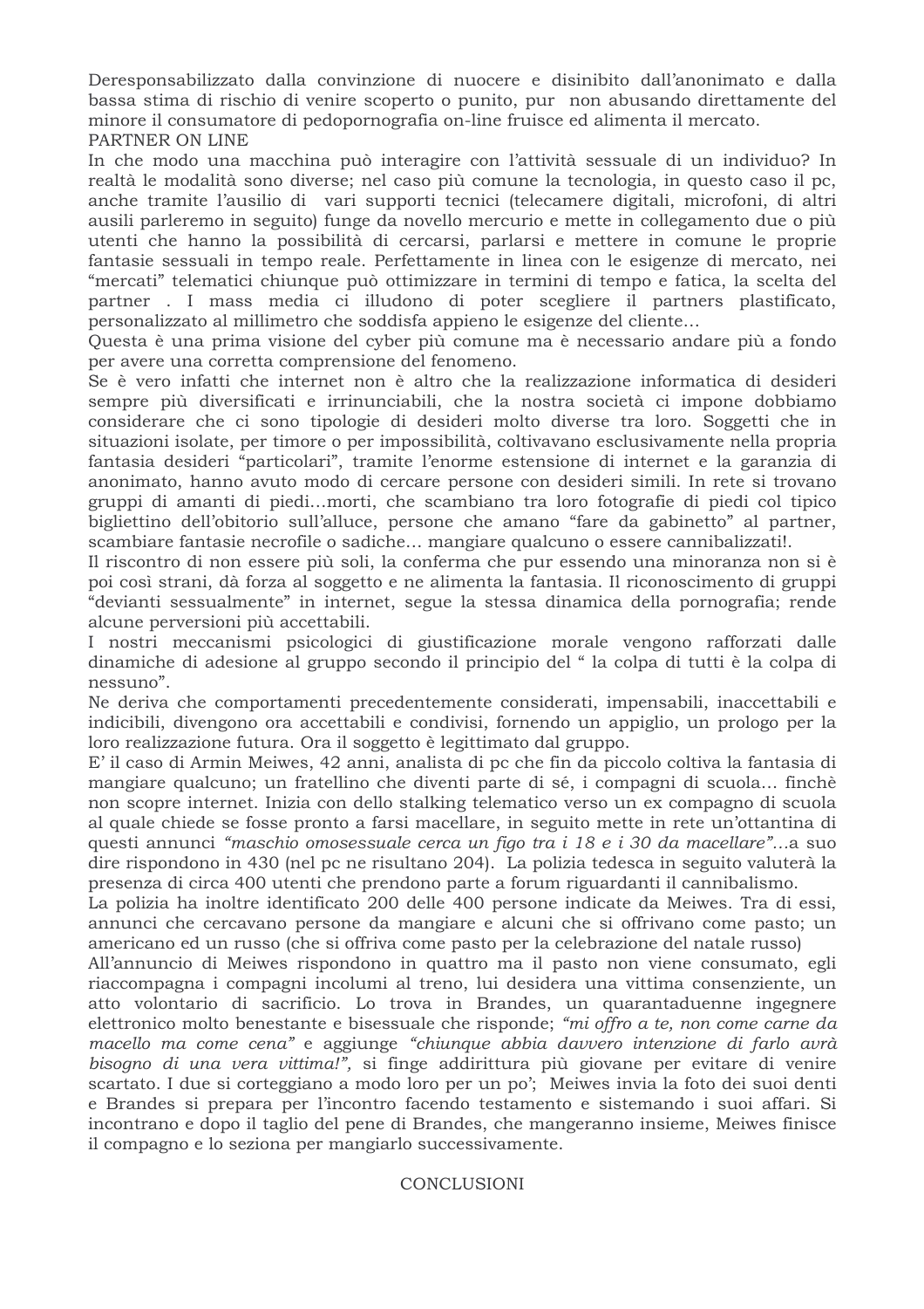Deresponsabilizzato dalla convinzione di nuocere e disinibito dall'anonimato e dalla bassa stima di rischio di venire scoperto o punito, pur non abusando direttamente del minore il consumatore di pedopornografia on-line fruisce ed alimenta il mercato.

PARTNER ON LINE

In che modo una macchina può interagire con l'attività sessuale di un individuo? In realtà le modalità sono diverse; nel caso più comune la tecnologia, in questo caso il pc, anche tramite l'ausilio di vari supporti tecnici (telecamere digitali, microfoni, di altri ausili parleremo in seguito) funge da novello mercurio e mette in collegamento due o più utenti che hanno la possibilità di cercarsi, parlarsi e mettere in comune le proprie fantasie sessuali in tempo reale. Perfettamente in linea con le esigenze di mercato, nei "mercati" telematici chiunque può ottimizzare in termini di tempo e fatica, la scelta del partner . I mass media ci illudono di poter scegliere il partners plastificato, personalizzato al millimetro che soddisfa appieno le esigenze del cliente…

Questa è una prima visione del cyber più comune ma è necessario andare più a fondo per avere una corretta comprensione del fenomeno.

Se è vero infatti che internet non è altro che la realizzazione informatica di desideri sempre più diversificati e irrinunciabili, che la nostra società ci impone dobbiamo considerare che ci sono tipologie di desideri molto diverse tra loro. Soggetti che in situazioni isolate, per timore o per impossibilità, coltivavano esclusivamente nella propria fantasia desideri "particolari", tramite l'enorme estensione di internet e la garanzia di anonimato, hanno avuto modo di cercare persone con desideri simili. In rete si trovano gruppi di amanti di piedi…morti, che scambiano tra loro fotografie di piedi col tipico bigliettino dell'obitorio sull'alluce, persone che amano "fare da gabinetto" al partner, scambiare fantasie necrofile o sadiche… mangiare qualcuno o essere cannibalizzati!.

Il riscontro di non essere più soli, la conferma che pur essendo una minoranza non si è poi così strani, dà forza al soggetto e ne alimenta la fantasia. Il riconoscimento di gruppi "devianti sessualmente" in internet, segue la stessa dinamica della pornografia; rende alcune perversioni più accettabili.

I nostri meccanismi psicologici di giustificazione morale vengono rafforzati dalle dinamiche di adesione al gruppo secondo il principio del " la colpa di tutti è la colpa di nessuno".

Ne deriva che comportamenti precedentemente considerati, impensabili, inaccettabili e indicibili, divengono ora accettabili e condivisi, fornendo un appiglio, un prologo per la loro realizzazione futura. Ora il soggetto è legittimato dal gruppo.

E' il caso di Armin Meiwes, 42 anni, analista di pc che fin da piccolo coltiva la fantasia di mangiare qualcuno; un fratellino che diventi parte di sé, i compagni di scuola… finchè non scopre internet. Inizia con dello stalking telematico verso un ex compagno di scuola al quale chiede se fosse pronto a farsi macellare, in seguito mette in rete un'ottantina di questi annunci *"maschio omosessuale cerca un figo tra i 18 e i 30 da macellare"*…a suo dire rispondono in 430 (nel pc ne risultano 204). La polizia tedesca in seguito valuterà la presenza di circa 400 utenti che prendono parte a forum riguardanti il cannibalismo.

La polizia ha inoltre identificato 200 delle 400 persone indicate da Meiwes. Tra di essi, annunci che cercavano persone da mangiare e alcuni che si offrivano come pasto; un americano ed un russo (che si offriva come pasto per la celebrazione del natale russo)

All'annuncio di Meiwes rispondono in quattro ma il pasto non viene consumato, egli riaccompagna i compagni incolumi al treno, lui desidera una vittima consenziente, un atto volontario di sacrificio. Lo trova in Brandes, un quarantaduenne ingegnere elettronico molto benestante e bisessuale che risponde; *"mi offro a te, non come carne da macello ma come cena"* e aggiunge *"chiunque abbia davvero intenzione di farlo avrà bisogno di una vera vittima!",* si finge addirittura più giovane per evitare di venire scartato. I due si corteggiano a modo loro per un po'; Meiwes invia la foto dei suoi denti e Brandes si prepara per l'incontro facendo testamento e sistemando i suoi affari. Si incontrano e dopo il taglio del pene di Brandes, che mangeranno insieme, Meiwes finisce il compagno e lo seziona per mangiarlo successivamente.

CONCLUSIONI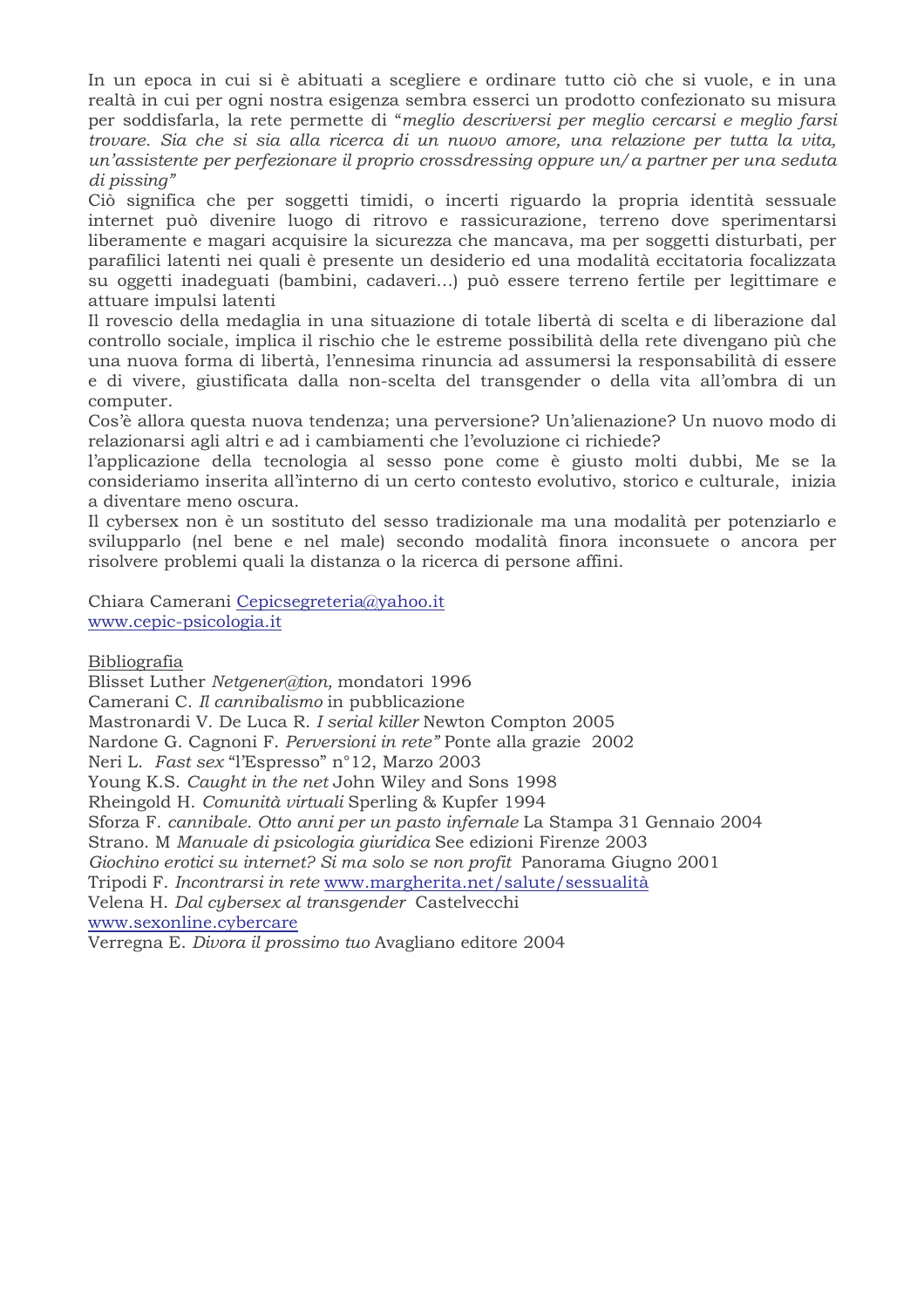In un epoca in cui si è abituati a scegliere e ordinare tutto ciò che si vuole, e in una realtà in cui per ogni nostra esigenza sembra esserci un prodotto confezionato su misura per soddisfarla, la rete permette di "*meglio descriversi per meglio cercarsi e meglio farsi trovare. Sia che si sia alla ricerca di un nuovo amore, una relazione per tutta la vita, un'assistente per perfezionare il proprio crossdressing oppure un/a partner per una seduta di pissing"*

Ciò significa che per soggetti timidi, o incerti riguardo la propria identità sessuale internet può divenire luogo di ritrovo e rassicurazione, terreno dove sperimentarsi liberamente e magari acquisire la sicurezza che mancava, ma per soggetti disturbati, per parafilici latenti nei quali è presente un desiderio ed una modalità eccitatoria focalizzata su oggetti inadeguati (bambini, cadaveri…) può essere terreno fertile per legittimare e attuare impulsi latenti

Il rovescio della medaglia in una situazione di totale libertà di scelta e di liberazione dal controllo sociale, implica il rischio che le estreme possibilità della rete divengano più che una nuova forma di libertà, l'ennesima rinuncia ad assumersi la responsabilità di essere e di vivere, giustificata dalla non-scelta del transgender o della vita all'ombra di un computer.

Cos'è allora questa nuova tendenza; una perversione? Un'alienazione? Un nuovo modo di relazionarsi agli altri e ad i cambiamenti che l'evoluzione ci richiede?

l'applicazione della tecnologia al sesso pone come è giusto molti dubbi, Me se la consideriamo inserita all'interno di un certo contesto evolutivo, storico e culturale, inizia a diventare meno oscura.

Il cybersex non è un sostituto del sesso tradizionale ma una modalità per potenziarlo e svilupparlo (nel bene e nel male) secondo modalità finora inconsuete o ancora per risolvere problemi quali la distanza o la ricerca di persone affini.

Chiara Camerani Cepicsegreteria@yahoo.it
www.cepic-psicologia.it

Bibliografia

Blisset Luther *Netgener@tion,* mondatori 1996
Camerani C. *Il cannibalismo* in pubblicazione
Mastronardi V. De Luca R. *I serial killer* Newton Compton 2005
Nardone G. Cagnoni F. *Perversioni in rete"* Ponte alla grazie 2002
Neri L. *Fast sex* "l'Espresso" n°12, Marzo 2003
Young K.S. *Caught in the net* John Wiley and Sons 1998
Rheingold H. *Comunità virtuali* Sperling & Kupfer 1994
Sforza F. *cannibale. Otto anni per un pasto infernale* La Stampa 31 Gennaio 2004
Strano. M *Manuale di psicologia giuridica* See edizioni Firenze 2003
*Giochino erotici su internet? Si ma solo se non profit* Panorama Giugno 2001
Tripodi F. *Incontrarsi in rete* www.margherita.net/salute/sessualità
Velena H. *Dal cybersex al transgender* Castelvecchi
www.sexonline.cybercare
Verregna E. *Divora il prossimo tuo* Avagliano editore 2004